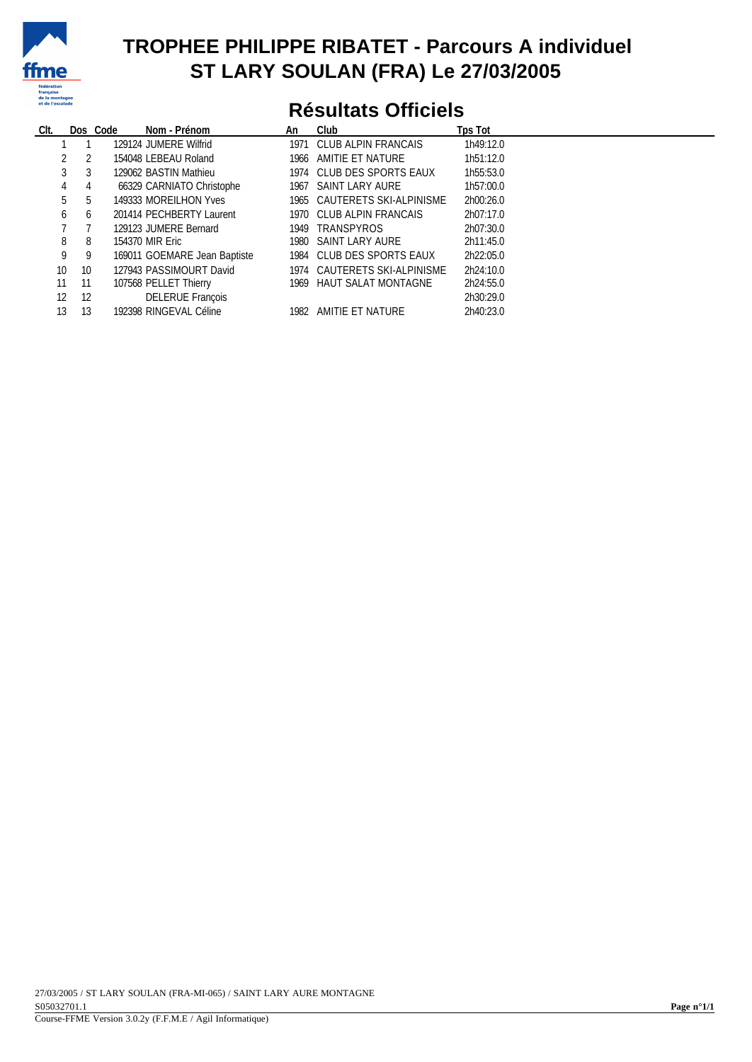# TROPHEE PHILIPPE RIBATET - Parcours A individuel
# ST LARY SOULAN (FRA) Le 27/03/2005

## Résultats Officiels

| Clt. | Dos | Code | Nom - Prénom | An | Club | Tps Tot |
|---|---|---|---|---|---|---|
| 1 | 1 | 129124 | JUMERE Wilfrid | 1971 | CLUB ALPIN FRANCAIS | 1h49:12.0 |
| 2 | 2 | 154048 | LEBEAU Roland | 1966 | AMITIE ET NATURE | 1h51:12.0 |
| 3 | 3 | 129062 | BASTIN Mathieu | 1974 | CLUB DES SPORTS EAUX | 1h55:53.0 |
| 4 | 4 | 66329 | CARNIATO Christophe | 1967 | SAINT LARY AURE | 1h57:00.0 |
| 5 | 5 | 149333 | MOREILHON Yves | 1965 | CAUTERETS SKI-ALPINISME | 2h00:26.0 |
| 6 | 6 | 201414 | PECHBERTY Laurent | 1970 | CLUB ALPIN FRANCAIS | 2h07:17.0 |
| 7 | 7 | 129123 | JUMERE Bernard | 1949 | TRANSPYROS | 2h07:30.0 |
| 8 | 8 | 154370 | MIR Eric | 1980 | SAINT LARY AURE | 2h11:45.0 |
| 9 | 9 | 169011 | GOEMARE Jean Baptiste | 1984 | CLUB DES SPORTS EAUX | 2h22:05.0 |
| 10 | 10 | 127943 | PASSIMOURT David | 1974 | CAUTERETS SKI-ALPINISME | 2h24:10.0 |
| 11 | 11 | 107568 | PELLET Thierry | 1969 | HAUT SALAT MONTAGNE | 2h24:55.0 |
| 12 | 12 | | DELERUE François | | | 2h30:29.0 |
| 13 | 13 | 192398 | RINGEVAL Céline | 1982 | AMITIE ET NATURE | 2h40:23.0 |

27/03/2005 / ST LARY SOULAN (FRA-MI-065) / SAINT LARY AURE MONTAGNE

S05032701.1

Course-FFME Version 3.0.2y (F.F.M.E / Agil Informatique)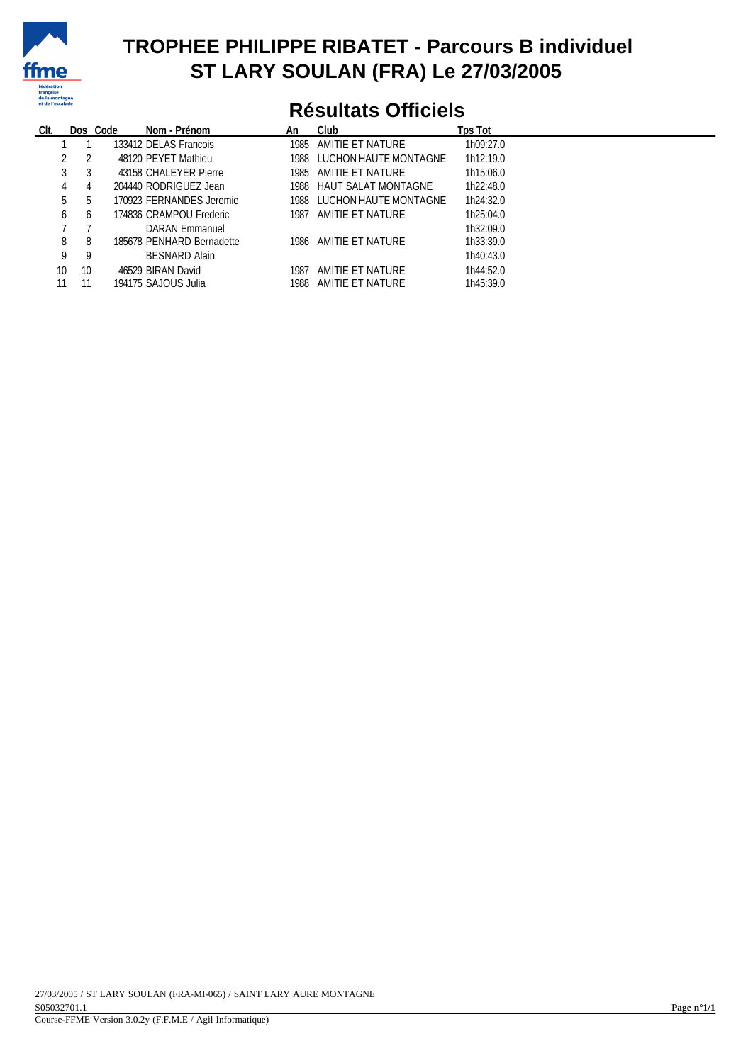# TROPHEE PHILIPPE RIBATET - Parcours B individuel
# ST LARY SOULAN (FRA) Le 27/03/2005

## Résultats Officiels

| Clt. | Dos | Code | Nom - Prénom | An | Club | Tps Tot |
|---|---|---|---|---|---|---|
| 1 | 1 | 133412 | DELAS Francois | 1985 | AMITIE ET NATURE | 1h09:27.0 |
| 2 | 2 | 48120 | PEYET Mathieu | 1988 | LUCHON HAUTE MONTAGNE | 1h12:19.0 |
| 3 | 3 | 43158 | CHALEYER Pierre | 1985 | AMITIE ET NATURE | 1h15:06.0 |
| 4 | 4 | 204440 | RODRIGUEZ Jean | 1988 | HAUT SALAT MONTAGNE | 1h22:48.0 |
| 5 | 5 | 170923 | FERNANDES Jeremie | 1988 | LUCHON HAUTE MONTAGNE | 1h24:32.0 |
| 6 | 6 | 174836 | CRAMPOU Frederic | 1987 | AMITIE ET NATURE | 1h25:04.0 |
| 7 | 7 | | DARAN Emmanuel | | | 1h32:09.0 |
| 8 | 8 | 185678 | PENHARD Bernadette | 1986 | AMITIE ET NATURE | 1h33:39.0 |
| 9 | 9 | | BESNARD Alain | | | 1h40:43.0 |
| 10 | 10 | 46529 | BIRAN David | 1987 | AMITIE ET NATURE | 1h44:52.0 |
| 11 | 11 | 194175 | SAJOUS Julia | 1988 | AMITIE ET NATURE | 1h45:39.0 |

27/03/2005 / ST LARY SOULAN (FRA-MI-065) / SAINT LARY AURE MONTAGNE
S05032701.1
Course-FFME Version 3.0.2y (F.F.M.E / Agil Informatique)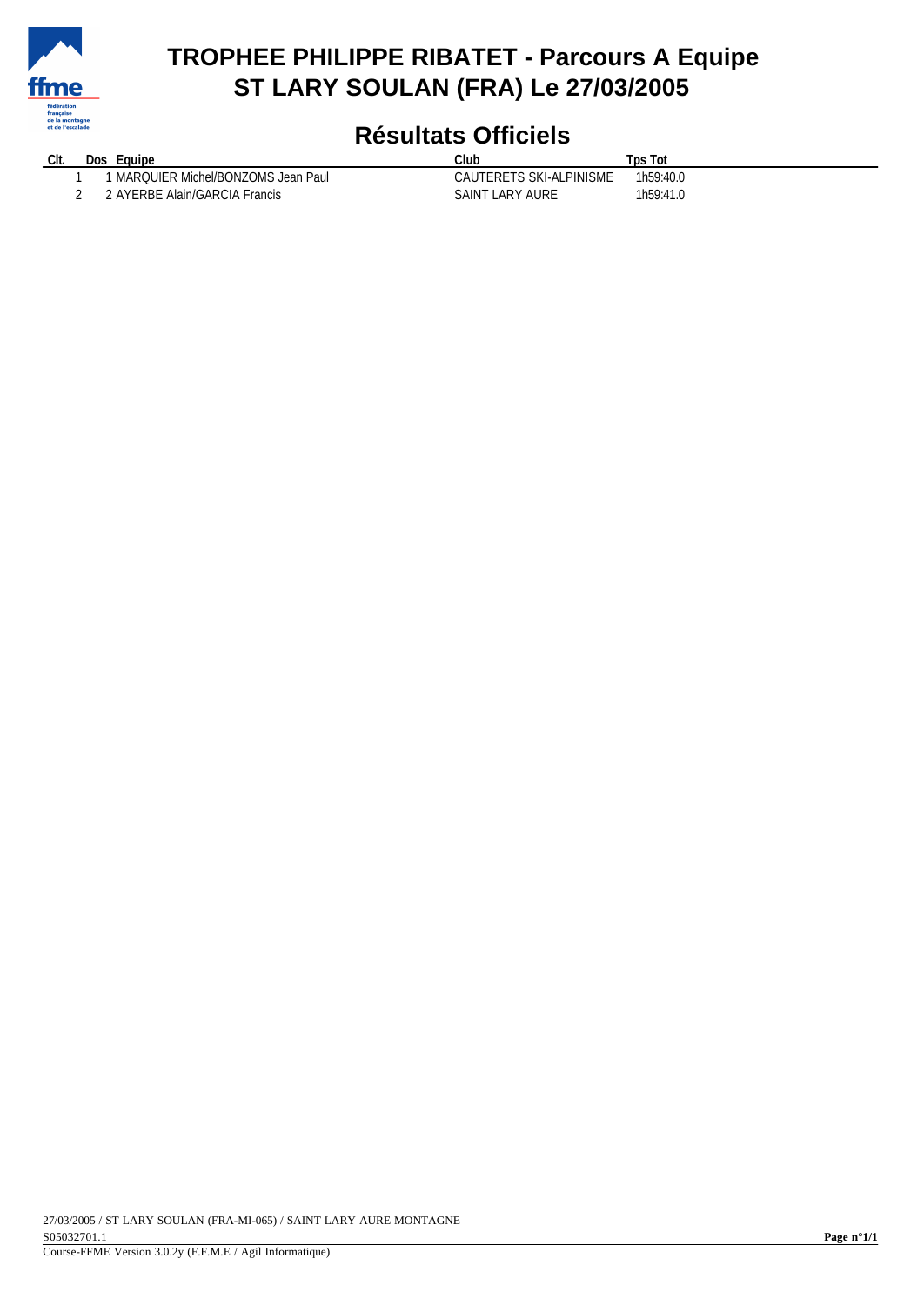# TROPHEE PHILIPPE RIBATET - Parcours A Equipe
# ST LARY SOULAN (FRA) Le 27/03/2005

## Résultats Officiels

| Clt. | Dos | Equipe | Club | Tps Tot |
|---|---|---|---|---|
| 1 | 1 | MARQUIER Michel/BONZOMS Jean Paul | CAUTERETS SKI-ALPINISME | 1h59:40.0 |
| 2 | 2 | AYERBE Alain/GARCIA Francis | SAINT LARY AURE | 1h59:41.0 |

27/03/2005 / ST LARY SOULAN (FRA-MI-065) / SAINT LARY AURE MONTAGNE
S05032701.1
Course-FFME Version 3.0.2y (F.F.M.E / Agil Informatique)